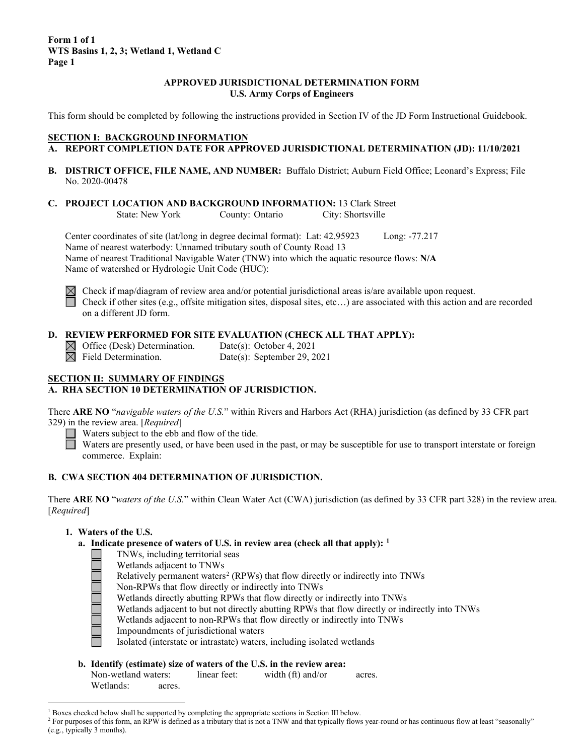**Form 1 of 1**
**WTS Basins 1, 2, 3; Wetland 1, Wetland C**
**Page 1**

## APPROVED JURISDICTIONAL DETERMINATION FORM
### U.S. Army Corps of Engineers

This form should be completed by following the instructions provided in Section IV of the JD Form Instructional Guidebook.

## SECTION I: BACKGROUND INFORMATION

**A. REPORT COMPLETION DATE FOR APPROVED JURISDICTIONAL DETERMINATION (JD): 11/10/2021**

**B. DISTRICT OFFICE, FILE NAME, AND NUMBER:** Buffalo District; Auburn Field Office; Leonard's Express; File No. 2020-00478

**C. PROJECT LOCATION AND BACKGROUND INFORMATION:** 13 Clark Street
State: New York County: Ontario City: Shortsville

Center coordinates of site (lat/long in degree decimal format): Lat: 42.95923 Long: -77.217
Name of nearest waterbody: Unnamed tributary south of County Road 13
Name of nearest Traditional Navigable Water (TNW) into which the aquatic resource flows: **N/A**
Name of watershed or Hydrologic Unit Code (HUC):

- [x] Check if map/diagram of review area and/or potential jurisdictional areas is/are available upon request.
- [ ] Check if other sites (e.g., offsite mitigation sites, disposal sites, etc…) are associated with this action and are recorded on a different JD form.

**D. REVIEW PERFORMED FOR SITE EVALUATION (CHECK ALL THAT APPLY):**

- [x] Office (Desk) Determination. Date(s): October 4, 2021
- [x] Field Determination. Date(s): September 29, 2021

## SECTION II: SUMMARY OF FINDINGS

**A. RHA SECTION 10 DETERMINATION OF JURISDICTION.**

There **ARE NO** "*navigable waters of the U.S.*" within Rivers and Harbors Act (RHA) jurisdiction (as defined by 33 CFR part 329) in the review area. [*Required*]

- [ ] Waters subject to the ebb and flow of the tide.
- [ ] Waters are presently used, or have been used in the past, or may be susceptible for use to transport interstate or foreign commerce. Explain:

**B. CWA SECTION 404 DETERMINATION OF JURISDICTION.**

There **ARE NO** "*waters of the U.S.*" within Clean Water Act (CWA) jurisdiction (as defined by 33 CFR part 328) in the review area. [*Required*]

**1. Waters of the U.S.**

**a. Indicate presence of waters of U.S. in review area (check all that apply):** [1]

- [ ] TNWs, including territorial seas
- [ ] Wetlands adjacent to TNWs
- [ ] Relatively permanent waters[2] (RPWs) that flow directly or indirectly into TNWs
- [ ] Non-RPWs that flow directly or indirectly into TNWs
- [ ] Wetlands directly abutting RPWs that flow directly or indirectly into TNWs
- [ ] Wetlands adjacent to but not directly abutting RPWs that flow directly or indirectly into TNWs
- [ ] Wetlands adjacent to non-RPWs that flow directly or indirectly into TNWs
- [ ] Impoundments of jurisdictional waters
- [ ] Isolated (interstate or intrastate) waters, including isolated wetlands

**b. Identify (estimate) size of waters of the U.S. in the review area:**

Non-wetland waters: linear feet: width (ft) and/or acres.
Wetlands: acres.

---

[1] Boxes checked below shall be supported by completing the appropriate sections in Section III below.
[2] For purposes of this form, an RPW is defined as a tributary that is not a TNW and that typically flows year-round or has continuous flow at least "seasonally" (e.g., typically 3 months).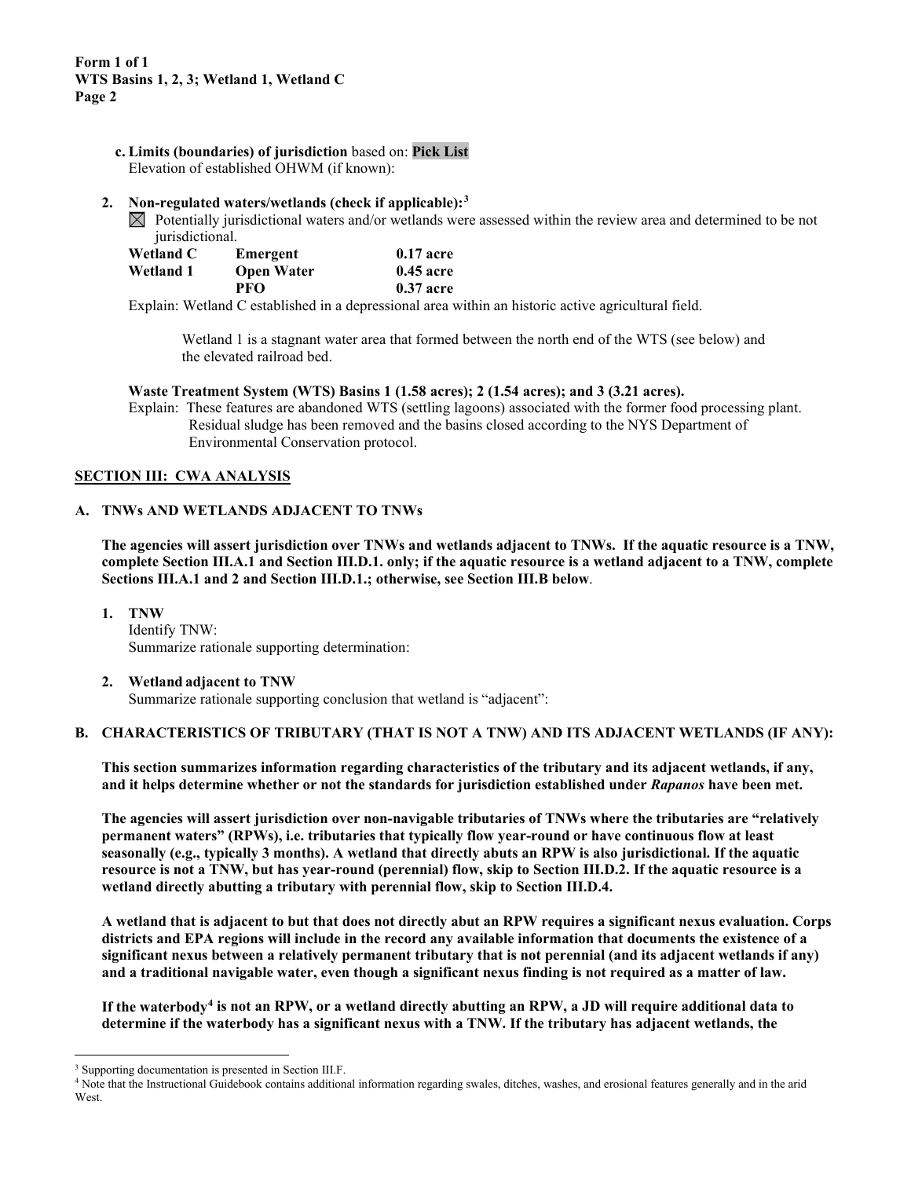**c. Limits (boundaries) of jurisdiction** based on: **Pick List**
Elevation of established OHWM (if known):

**2. Non-regulated waters/wetlands (check if applicable):**[3]

☒ Potentially jurisdictional waters and/or wetlands were assessed within the review area and determined to be not jurisdictional.

| | | |
|---|---|---|
| **Wetland C** | **Emergent** | **0.17 acre** |
| **Wetland 1** | **Open Water** | **0.45 acre** |
| | **PFO** | **0.37 acre** |

Explain: Wetland C established in a depressional area within an historic active agricultural field.

Wetland 1 is a stagnant water area that formed between the north end of the WTS (see below) and the elevated railroad bed.

**Waste Treatment System (WTS) Basins 1 (1.58 acres); 2 (1.54 acres); and 3 (3.21 acres).**

Explain: These features are abandoned WTS (settling lagoons) associated with the former food processing plant. Residual sludge has been removed and the basins closed according to the NYS Department of Environmental Conservation protocol.

## SECTION III: CWA ANALYSIS

### A. TNWs AND WETLANDS ADJACENT TO TNWs

**The agencies will assert jurisdiction over TNWs and wetlands adjacent to TNWs. If the aquatic resource is a TNW, complete Section III.A.1 and Section III.D.1. only; if the aquatic resource is a wetland adjacent to a TNW, complete Sections III.A.1 and 2 and Section III.D.1.; otherwise, see Section III.B below**.

**1. TNW**
Identify TNW:
Summarize rationale supporting determination:

**2. Wetland adjacent to TNW**
Summarize rationale supporting conclusion that wetland is "adjacent":

### B. CHARACTERISTICS OF TRIBUTARY (THAT IS NOT A TNW) AND ITS ADJACENT WETLANDS (IF ANY):

**This section summarizes information regarding characteristics of the tributary and its adjacent wetlands, if any, and it helps determine whether or not the standards for jurisdiction established under *Rapanos* have been met.**

**The agencies will assert jurisdiction over non-navigable tributaries of TNWs where the tributaries are "relatively permanent waters" (RPWs), i.e. tributaries that typically flow year-round or have continuous flow at least seasonally (e.g., typically 3 months). A wetland that directly abuts an RPW is also jurisdictional. If the aquatic resource is not a TNW, but has year-round (perennial) flow, skip to Section III.D.2. If the aquatic resource is a wetland directly abutting a tributary with perennial flow, skip to Section III.D.4.**

**A wetland that is adjacent to but that does not directly abut an RPW requires a significant nexus evaluation. Corps districts and EPA regions will include in the record any available information that documents the existence of a significant nexus between a relatively permanent tributary that is not perennial (and its adjacent wetlands if any) and a traditional navigable water, even though a significant nexus finding is not required as a matter of law.**

**If the waterbody[4] is not an RPW, or a wetland directly abutting an RPW, a JD will require additional data to determine if the waterbody has a significant nexus with a TNW. If the tributary has adjacent wetlands, the**

---

[3] Supporting documentation is presented in Section III.F.

[4] Note that the Instructional Guidebook contains additional information regarding swales, ditches, washes, and erosional features generally and in the arid West.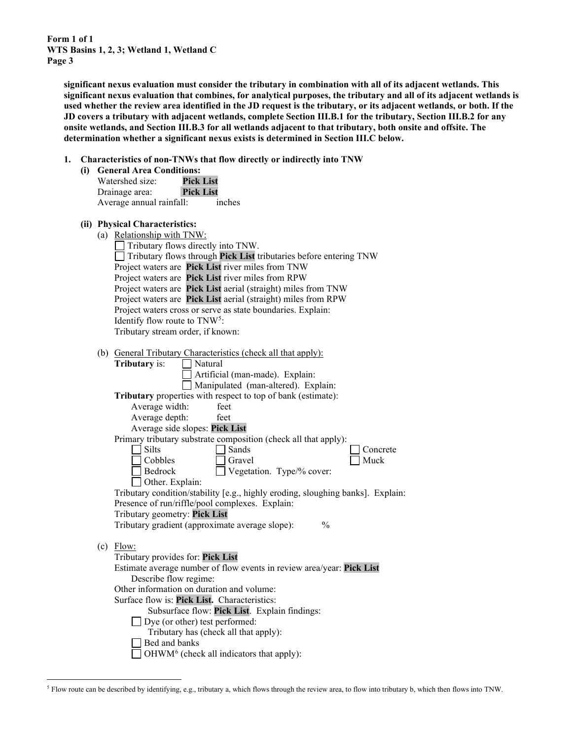**significant nexus evaluation must consider the tributary in combination with all of its adjacent wetlands. This significant nexus evaluation that combines, for analytical purposes, the tributary and all of its adjacent wetlands is used whether the review area identified in the JD request is the tributary, or its adjacent wetlands, or both. If the JD covers a tributary with adjacent wetlands, complete Section III.B.1 for the tributary, Section III.B.2 for any onsite wetlands, and Section III.B.3 for all wetlands adjacent to that tributary, both onsite and offsite. The determination whether a significant nexus exists is determined in Section III.C below.**

**1. Characteristics of non-TNWs that flow directly or indirectly into TNW**

**(i) General Area Conditions:**

Watershed size: **Pick List**
Drainage area: **Pick List**
Average annual rainfall: inches

**(ii) Physical Characteristics:**

(a) Relationship with TNW:

☐ Tributary flows directly into TNW.
☐ Tributary flows through **Pick List** tributaries before entering TNW

Project waters are **Pick List** river miles from TNW
Project waters are **Pick List** river miles from RPW
Project waters are **Pick List** aerial (straight) miles from TNW
Project waters are **Pick List** aerial (straight) miles from RPW
Project waters cross or serve as state boundaries. Explain:
Identify flow route to TNW[5]:
Tributary stream order, if known:

(b) General Tributary Characteristics (check all that apply):

**Tributary** is: ☐ Natural
☐ Artificial (man-made). Explain:
☐ Manipulated (man-altered). Explain:

**Tributary** properties with respect to top of bank (estimate):
Average width: feet
Average depth: feet
Average side slopes: **Pick List**

Primary tributary substrate composition (check all that apply):
☐ Silts ☐ Sands ☐ Concrete
☐ Cobbles ☐ Gravel ☐ Muck
☐ Bedrock ☐ Vegetation. Type/% cover:
☐ Other. Explain:

Tributary condition/stability [e.g., highly eroding, sloughing banks]. Explain:
Presence of run/riffle/pool complexes. Explain:
Tributary geometry: **Pick List**
Tributary gradient (approximate average slope): %

(c) Flow:

Tributary provides for: **Pick List**
Estimate average number of flow events in review area/year: **Pick List**
Describe flow regime:
Other information on duration and volume:
Surface flow is: **Pick List.** Characteristics:
Subsurface flow: **Pick List**. Explain findings:
☐ Dye (or other) test performed:
Tributary has (check all that apply):
☐ Bed and banks
☐ OHWM[6] (check all indicators that apply):

[5] Flow route can be described by identifying, e.g., tributary a, which flows through the review area, to flow into tributary b, which then flows into TNW.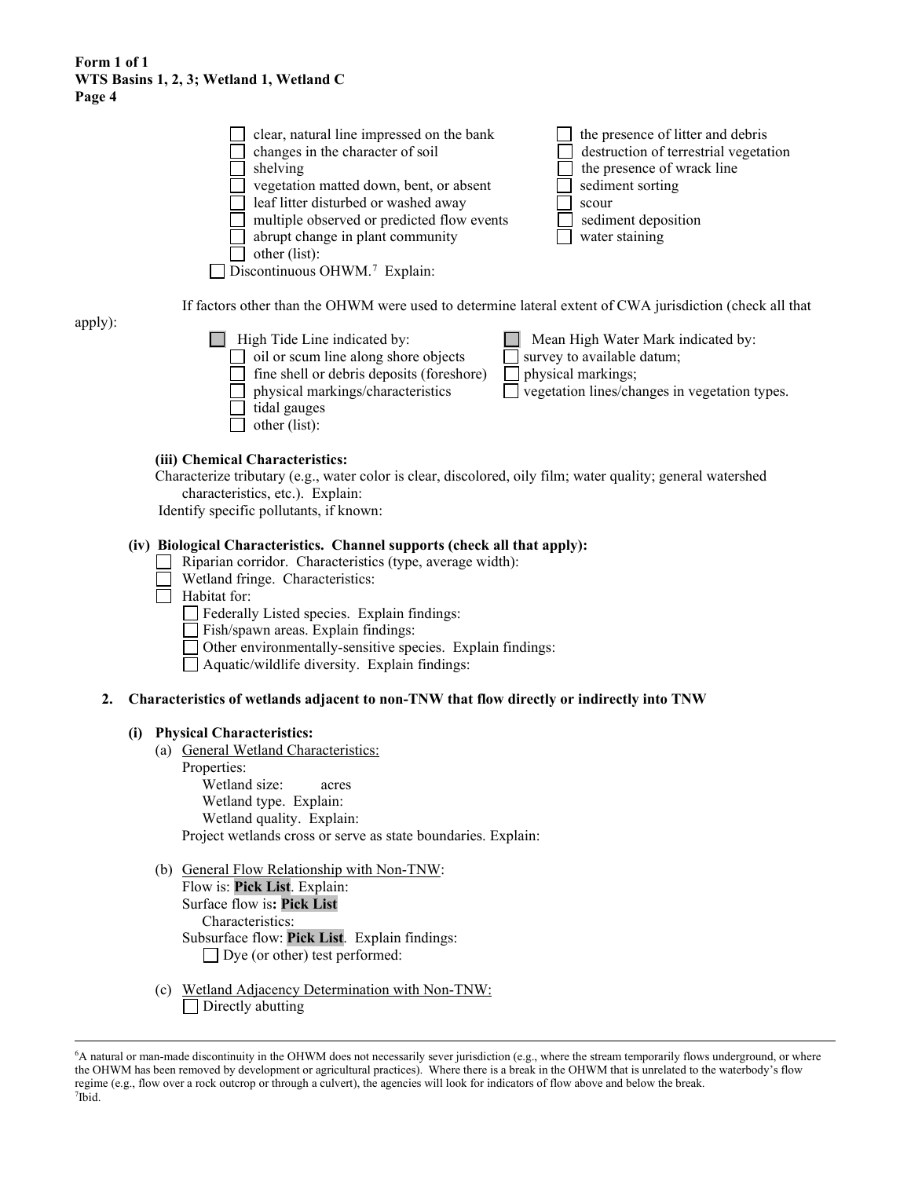- [ ] clear, natural line impressed on the bank
- [ ] changes in the character of soil
- [ ] shelving
- [ ] vegetation matted down, bent, or absent
- [ ] leaf litter disturbed or washed away
- [ ] multiple observed or predicted flow events
- [ ] abrupt change in plant community
- [ ] other (list):
- [ ] the presence of litter and debris
- [ ] destruction of terrestrial vegetation
- [ ] the presence of wrack line
- [ ] sediment sorting
- [ ] scour
- [ ] sediment deposition
- [ ] water staining

- [ ] Discontinuous OHWM.[7] Explain:

If factors other than the OHWM were used to determine lateral extent of CWA jurisdiction (check all that apply):

- [ ] High Tide Line indicated by:
  - [ ] oil or scum line along shore objects
  - [ ] fine shell or debris deposits (foreshore)
  - [ ] physical markings/characteristics
  - [ ] tidal gauges
  - [ ] other (list):
- [ ] Mean High Water Mark indicated by:
  - [ ] survey to available datum;
  - [ ] physical markings;
  - [ ] vegetation lines/changes in vegetation types.

**(iii) Chemical Characteristics:**

Characterize tributary (e.g., water color is clear, discolored, oily film; water quality; general watershed characteristics, etc.). Explain:

Identify specific pollutants, if known:

**(iv) Biological Characteristics. Channel supports (check all that apply):**

- [ ] Riparian corridor. Characteristics (type, average width):
- [ ] Wetland fringe. Characteristics:
- [ ] Habitat for:
  - [ ] Federally Listed species. Explain findings:
  - [ ] Fish/spawn areas. Explain findings:
  - [ ] Other environmentally-sensitive species. Explain findings:
  - [ ] Aquatic/wildlife diversity. Explain findings:

**2. Characteristics of wetlands adjacent to non-TNW that flow directly or indirectly into TNW**

**(i) Physical Characteristics:**

(a) General Wetland Characteristics:

Properties:

Wetland size: acres

Wetland type. Explain:

Wetland quality. Explain:

Project wetlands cross or serve as state boundaries. Explain:

(b) General Flow Relationship with Non-TNW:

Flow is: **Pick List**. Explain:

Surface flow is**: Pick List**

Characteristics:

Subsurface flow: **Pick List**. Explain findings:

- [ ] Dye (or other) test performed:

(c) Wetland Adjacency Determination with Non-TNW:

- [ ] Directly abutting

---

[6]A natural or man-made discontinuity in the OHWM does not necessarily sever jurisdiction (e.g., where the stream temporarily flows underground, or where the OHWM has been removed by development or agricultural practices). Where there is a break in the OHWM that is unrelated to the waterbody's flow regime (e.g., flow over a rock outcrop or through a culvert), the agencies will look for indicators of flow above and below the break.

[7]Ibid.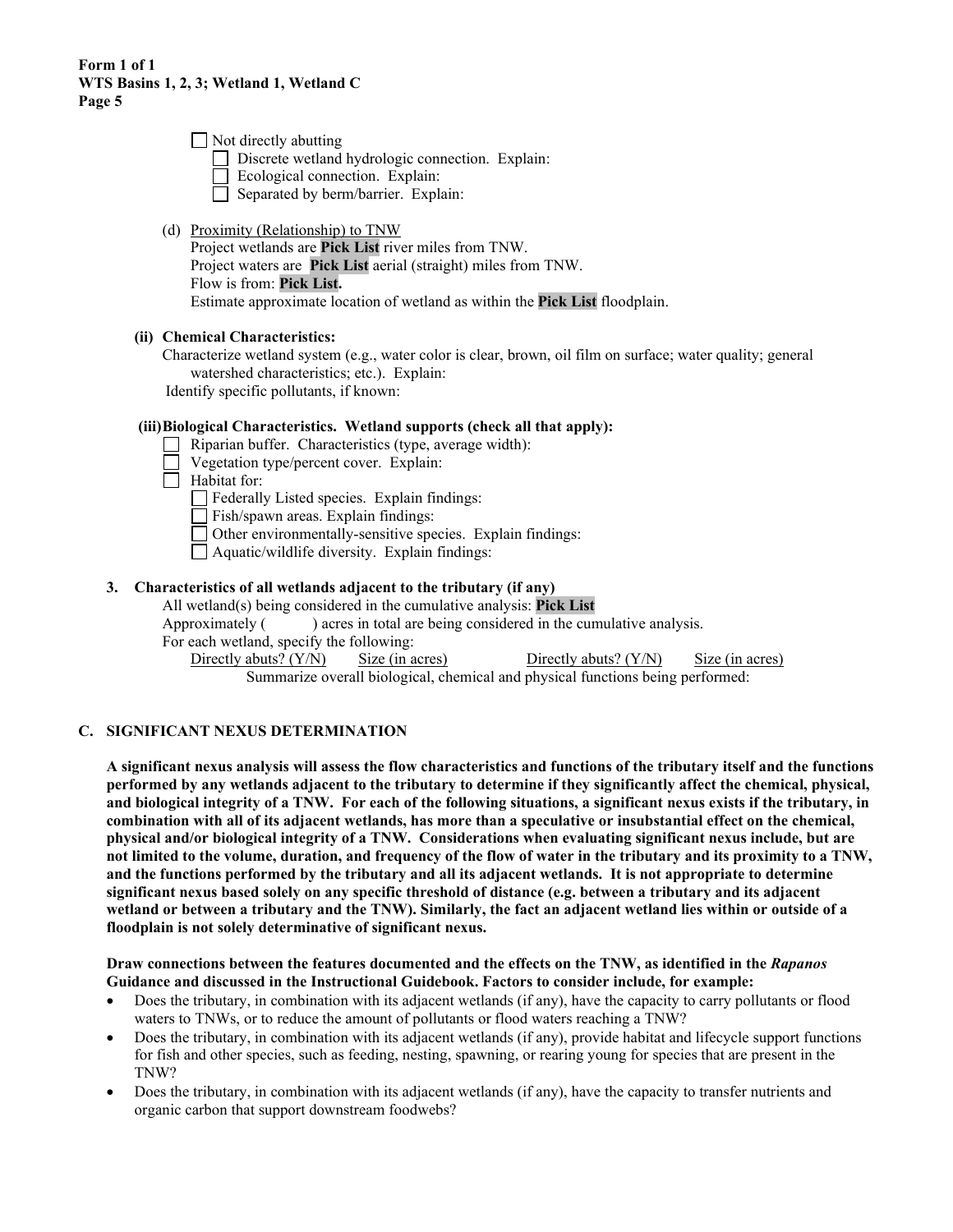- ☐ Not directly abutting
  - ☐ Discrete wetland hydrologic connection. Explain:
  - ☐ Ecological connection. Explain:
  - ☐ Separated by berm/barrier. Explain:

(d) Proximity (Relationship) to TNW

Project wetlands are **Pick List** river miles from TNW.
Project waters are **Pick List** aerial (straight) miles from TNW.
Flow is from: **Pick List.**
Estimate approximate location of wetland as within the **Pick List** floodplain.

**(ii) Chemical Characteristics:**

Characterize wetland system (e.g., water color is clear, brown, oil film on surface; water quality; general watershed characteristics; etc.). Explain:
Identify specific pollutants, if known:

**(iii) Biological Characteristics. Wetland supports (check all that apply):**

- ☐ Riparian buffer. Characteristics (type, average width):
- ☐ Vegetation type/percent cover. Explain:
- ☐ Habitat for:
  - ☐ Federally Listed species. Explain findings:
  - ☐ Fish/spawn areas. Explain findings:
  - ☐ Other environmentally-sensitive species. Explain findings:
  - ☐ Aquatic/wildlife diversity. Explain findings:

**3. Characteristics of all wetlands adjacent to the tributary (if any)**

All wetland(s) being considered in the cumulative analysis: **Pick List**
Approximately (          ) acres in total are being considered in the cumulative analysis.
For each wetland, specify the following:

| Directly abuts? (Y/N) | Size (in acres) | Directly abuts? (Y/N) | Size (in acres) |
|---|---|---|---|

Summarize overall biological, chemical and physical functions being performed:

## C. SIGNIFICANT NEXUS DETERMINATION

**A significant nexus analysis will assess the flow characteristics and functions of the tributary itself and the functions performed by any wetlands adjacent to the tributary to determine if they significantly affect the chemical, physical, and biological integrity of a TNW. For each of the following situations, a significant nexus exists if the tributary, in combination with all of its adjacent wetlands, has more than a speculative or insubstantial effect on the chemical, physical and/or biological integrity of a TNW. Considerations when evaluating significant nexus include, but are not limited to the volume, duration, and frequency of the flow of water in the tributary and its proximity to a TNW, and the functions performed by the tributary and all its adjacent wetlands. It is not appropriate to determine significant nexus based solely on any specific threshold of distance (e.g. between a tributary and its adjacent wetland or between a tributary and the TNW). Similarly, the fact an adjacent wetland lies within or outside of a floodplain is not solely determinative of significant nexus.**

**Draw connections between the features documented and the effects on the TNW, as identified in the *Rapanos* Guidance and discussed in the Instructional Guidebook. Factors to consider include, for example:**

- Does the tributary, in combination with its adjacent wetlands (if any), have the capacity to carry pollutants or flood waters to TNWs, or to reduce the amount of pollutants or flood waters reaching a TNW?
- Does the tributary, in combination with its adjacent wetlands (if any), provide habitat and lifecycle support functions for fish and other species, such as feeding, nesting, spawning, or rearing young for species that are present in the TNW?
- Does the tributary, in combination with its adjacent wetlands (if any), have the capacity to transfer nutrients and organic carbon that support downstream foodwebs?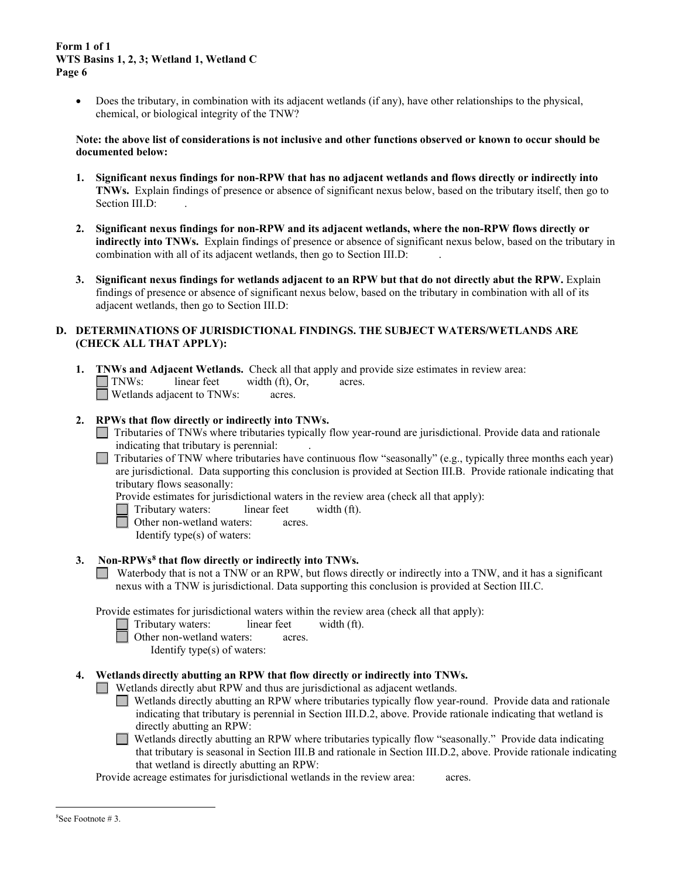- Does the tributary, in combination with its adjacent wetlands (if any), have other relationships to the physical, chemical, or biological integrity of the TNW?

**Note: the above list of considerations is not inclusive and other functions observed or known to occur should be documented below:**

1. **Significant nexus findings for non-RPW that has no adjacent wetlands and flows directly or indirectly into TNWs.** Explain findings of presence or absence of significant nexus below, based on the tributary itself, then go to Section III.D: .

2. **Significant nexus findings for non-RPW and its adjacent wetlands, where the non-RPW flows directly or indirectly into TNWs.** Explain findings of presence or absence of significant nexus below, based on the tributary in combination with all of its adjacent wetlands, then go to Section III.D: .

3. **Significant nexus findings for wetlands adjacent to an RPW but that do not directly abut the RPW.** Explain findings of presence or absence of significant nexus below, based on the tributary in combination with all of its adjacent wetlands, then go to Section III.D:

## D. DETERMINATIONS OF JURISDICTIONAL FINDINGS. THE SUBJECT WATERS/WETLANDS ARE (CHECK ALL THAT APPLY):

1. **TNWs and Adjacent Wetlands.** Check all that apply and provide size estimates in review area:
   - ☐ TNWs: linear feet width (ft), Or, acres.
   - ☐ Wetlands adjacent to TNWs: acres.

2. **RPWs that flow directly or indirectly into TNWs.**
   - ☐ Tributaries of TNWs where tributaries typically flow year-round are jurisdictional. Provide data and rationale indicating that tributary is perennial: .
   - ☐ Tributaries of TNW where tributaries have continuous flow "seasonally" (e.g., typically three months each year) are jurisdictional. Data supporting this conclusion is provided at Section III.B. Provide rationale indicating that tributary flows seasonally:

   Provide estimates for jurisdictional waters in the review area (check all that apply):
   - ☐ Tributary waters: linear feet width (ft).
   - ☐ Other non-wetland waters: acres.

     Identify type(s) of waters:

3. **Non-RPWs[8] that flow directly or indirectly into TNWs.**
   - ☐ Waterbody that is not a TNW or an RPW, but flows directly or indirectly into a TNW, and it has a significant nexus with a TNW is jurisdictional. Data supporting this conclusion is provided at Section III.C.

   Provide estimates for jurisdictional waters within the review area (check all that apply):
   - ☐ Tributary waters: linear feet width (ft).
   - ☐ Other non-wetland waters: acres.

     Identify type(s) of waters:

4. **Wetlands directly abutting an RPW that flow directly or indirectly into TNWs.**
   - ☐ Wetlands directly abut RPW and thus are jurisdictional as adjacent wetlands.
     - ☐ Wetlands directly abutting an RPW where tributaries typically flow year-round. Provide data and rationale indicating that tributary is perennial in Section III.D.2, above. Provide rationale indicating that wetland is directly abutting an RPW:
     - ☐ Wetlands directly abutting an RPW where tributaries typically flow "seasonally." Provide data indicating that tributary is seasonal in Section III.B and rationale in Section III.D.2, above. Provide rationale indicating that wetland is directly abutting an RPW:

   Provide acreage estimates for jurisdictional wetlands in the review area: acres.

---

[8] See Footnote # 3.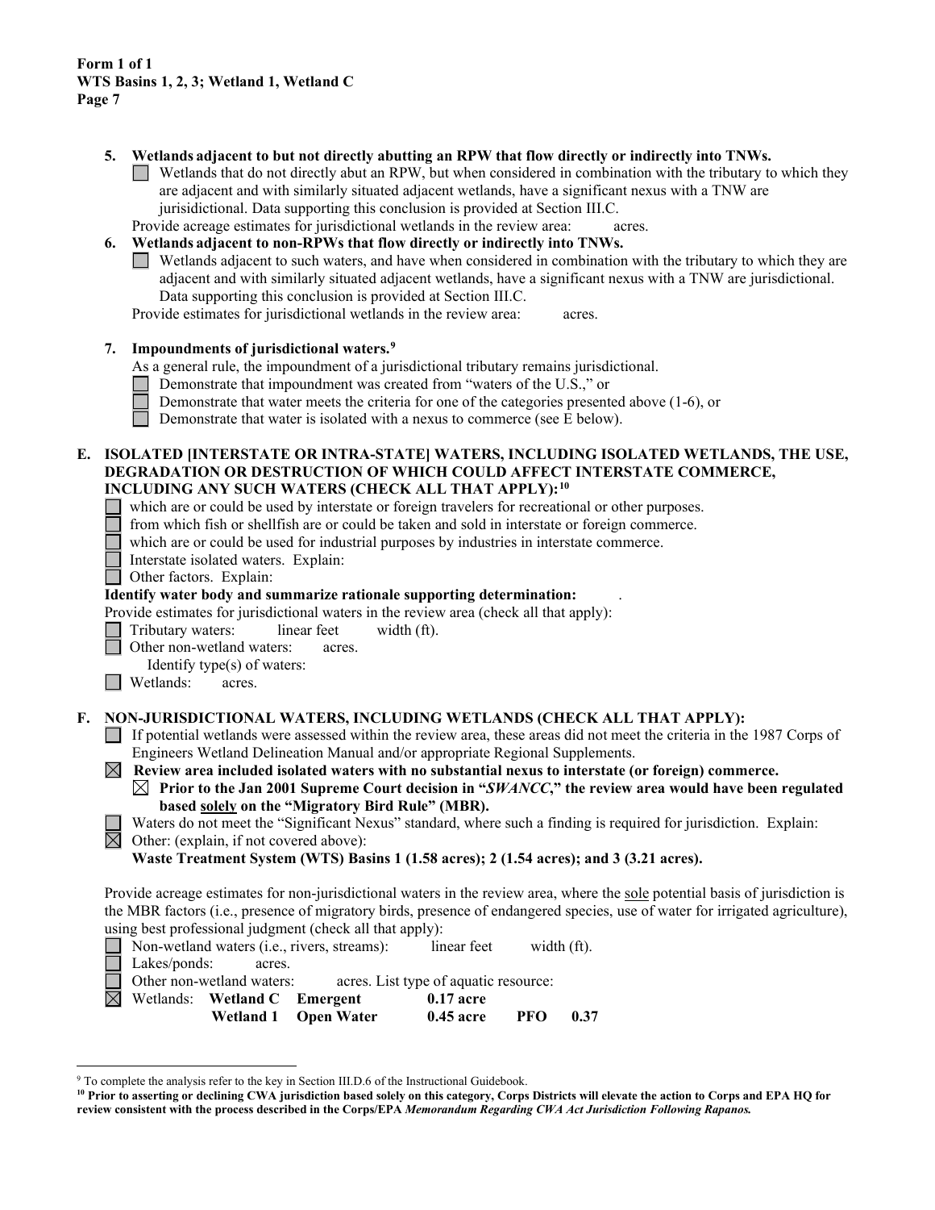**5. Wetlands adjacent to but not directly abutting an RPW that flow directly or indirectly into TNWs.**

☐ Wetlands that do not directly abut an RPW, but when considered in combination with the tributary to which they are adjacent and with similarly situated adjacent wetlands, have a significant nexus with a TNW are jurisidictional. Data supporting this conclusion is provided at Section III.C.

Provide acreage estimates for jurisdictional wetlands in the review area: acres.

**6. Wetlands adjacent to non-RPWs that flow directly or indirectly into TNWs.**

☐ Wetlands adjacent to such waters, and have when considered in combination with the tributary to which they are adjacent and with similarly situated adjacent wetlands, have a significant nexus with a TNW are jurisdictional. Data supporting this conclusion is provided at Section III.C.

Provide estimates for jurisdictional wetlands in the review area: acres.

**7. Impoundments of jurisdictional waters.**[9]

As a general rule, the impoundment of a jurisdictional tributary remains jurisdictional.

☐ Demonstrate that impoundment was created from "waters of the U.S.," or
☐ Demonstrate that water meets the criteria for one of the categories presented above (1-6), or
☐ Demonstrate that water is isolated with a nexus to commerce (see E below).

## E. ISOLATED [INTERSTATE OR INTRA-STATE] WATERS, INCLUDING ISOLATED WETLANDS, THE USE, DEGRADATION OR DESTRUCTION OF WHICH COULD AFFECT INTERSTATE COMMERCE, INCLUDING ANY SUCH WATERS (CHECK ALL THAT APPLY):[10]

☐ which are or could be used by interstate or foreign travelers for recreational or other purposes.
☐ from which fish or shellfish are or could be taken and sold in interstate or foreign commerce.
☐ which are or could be used for industrial purposes by industries in interstate commerce.
☐ Interstate isolated waters. Explain:
☐ Other factors. Explain:

**Identify water body and summarize rationale supporting determination:** .

Provide estimates for jurisdictional waters in the review area (check all that apply):

☐ Tributary waters: linear feet width (ft).
☐ Other non-wetland waters: acres.
  Identify type(s) of waters:
☐ Wetlands: acres.

## F. NON-JURISDICTIONAL WATERS, INCLUDING WETLANDS (CHECK ALL THAT APPLY):

☐ If potential wetlands were assessed within the review area, these areas did not meet the criteria in the 1987 Corps of Engineers Wetland Delineation Manual and/or appropriate Regional Supplements.

☒ **Review area included isolated waters with no substantial nexus to interstate (or foreign) commerce.**

☒ **Prior to the Jan 2001 Supreme Court decision in "*SWANCC*," the review area would have been regulated based solely on the "Migratory Bird Rule" (MBR).**

☐ Waters do not meet the "Significant Nexus" standard, where such a finding is required for jurisdiction. Explain:

☒ Other: (explain, if not covered above):
**Waste Treatment System (WTS) Basins 1 (1.58 acres); 2 (1.54 acres); and 3 (3.21 acres).**

Provide acreage estimates for non-jurisdictional waters in the review area, where the sole potential basis of jurisdiction is the MBR factors (i.e., presence of migratory birds, presence of endangered species, use of water for irrigated agriculture), using best professional judgment (check all that apply):

☐ Non-wetland waters (i.e., rivers, streams): linear feet width (ft).
☐ Lakes/ponds: acres.
☐ Other non-wetland waters: acres. List type of aquatic resource:
☒ Wetlands: **Wetland C Emergent 0.17 acre**
**Wetland 1 Open Water 0.45 acre PFO 0.37**

---

[9] To complete the analysis refer to the key in Section III.D.6 of the Instructional Guidebook.

[10] **Prior to asserting or declining CWA jurisdiction based solely on this category, Corps Districts will elevate the action to Corps and EPA HQ for review consistent with the process described in the Corps/EPA *Memorandum Regarding CWA Act Jurisdiction Following Rapanos.***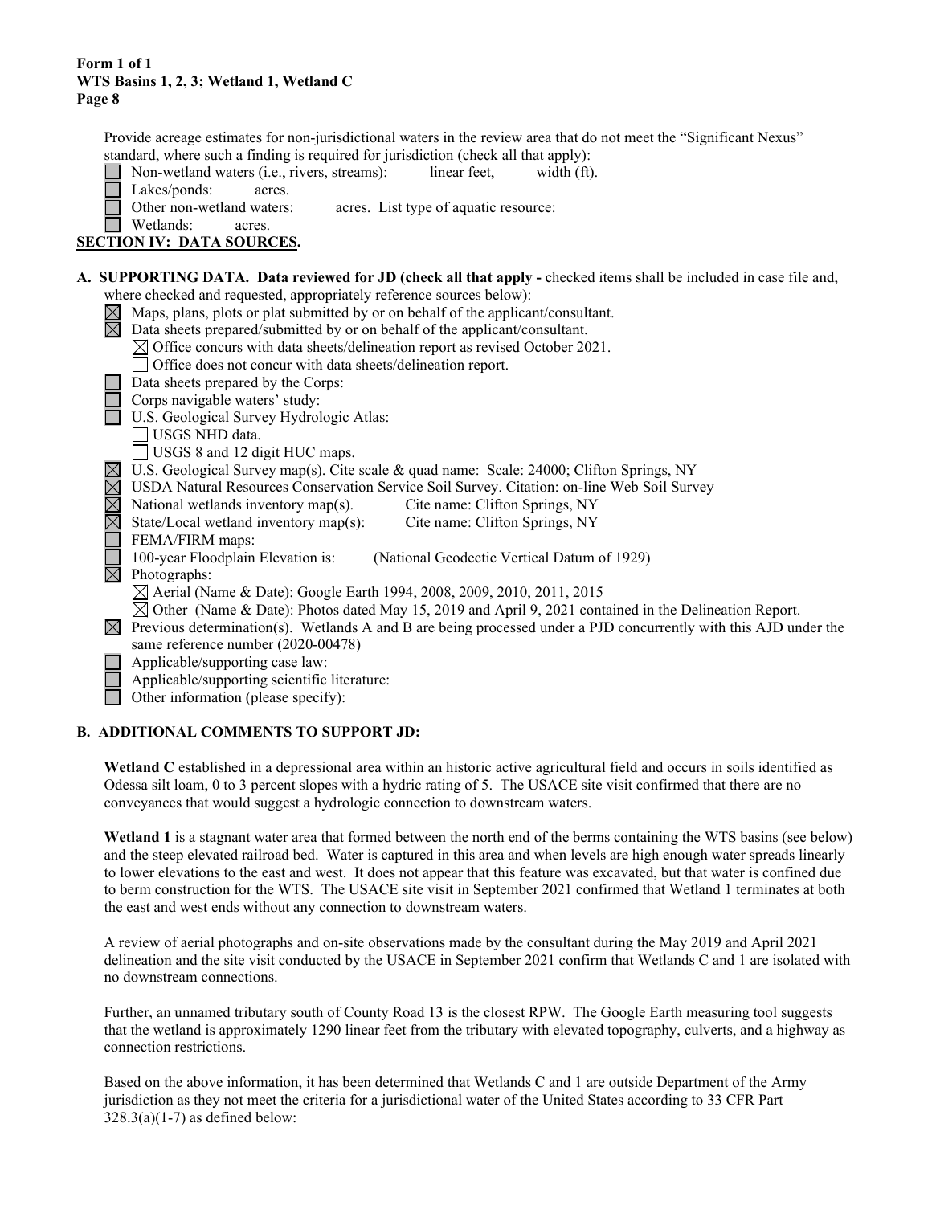Provide acreage estimates for non-jurisdictional waters in the review area that do not meet the "Significant Nexus" standard, where such a finding is required for jurisdiction (check all that apply):

- ☐ Non-wetland waters (i.e., rivers, streams): linear feet, width (ft).
- ☐ Lakes/ponds: acres.
- ☐ Other non-wetland waters: acres. List type of aquatic resource:
- ☐ Wetlands: acres.

## SECTION IV: DATA SOURCES.

**A. SUPPORTING DATA. Data reviewed for JD (check all that apply -** checked items shall be included in case file and, where checked and requested, appropriately reference sources below):

- ☒ Maps, plans, plots or plat submitted by or on behalf of the applicant/consultant.
- ☒ Data sheets prepared/submitted by or on behalf of the applicant/consultant.
  - ☒ Office concurs with data sheets/delineation report as revised October 2021.
  - ☐ Office does not concur with data sheets/delineation report.
- ☐ Data sheets prepared by the Corps:
- ☐ Corps navigable waters' study:
- ☐ U.S. Geological Survey Hydrologic Atlas:
  - ☐ USGS NHD data.
  - ☐ USGS 8 and 12 digit HUC maps.
- ☒ U.S. Geological Survey map(s). Cite scale & quad name: Scale: 24000; Clifton Springs, NY
- ☒ USDA Natural Resources Conservation Service Soil Survey. Citation: on-line Web Soil Survey
- ☒ National wetlands inventory map(s). Cite name: Clifton Springs, NY
- ☒ State/Local wetland inventory map(s): Cite name: Clifton Springs, NY
- ☐ FEMA/FIRM maps:
- ☐ 100-year Floodplain Elevation is: (National Geodectic Vertical Datum of 1929)
- ☒ Photographs:
  - ☒ Aerial (Name & Date): Google Earth 1994, 2008, 2009, 2010, 2011, 2015
  - ☒ Other (Name & Date): Photos dated May 15, 2019 and April 9, 2021 contained in the Delineation Report.
- ☒ Previous determination(s). Wetlands A and B are being processed under a PJD concurrently with this AJD under the same reference number (2020-00478)
- ☐ Applicable/supporting case law:
- ☐ Applicable/supporting scientific literature:
- ☐ Other information (please specify):

**B. ADDITIONAL COMMENTS TO SUPPORT JD:**

**Wetland C** established in a depressional area within an historic active agricultural field and occurs in soils identified as Odessa silt loam, 0 to 3 percent slopes with a hydric rating of 5. The USACE site visit confirmed that there are no conveyances that would suggest a hydrologic connection to downstream waters.

**Wetland 1** is a stagnant water area that formed between the north end of the berms containing the WTS basins (see below) and the steep elevated railroad bed. Water is captured in this area and when levels are high enough water spreads linearly to lower elevations to the east and west. It does not appear that this feature was excavated, but that water is confined due to berm construction for the WTS. The USACE site visit in September 2021 confirmed that Wetland 1 terminates at both the east and west ends without any connection to downstream waters.

A review of aerial photographs and on-site observations made by the consultant during the May 2019 and April 2021 delineation and the site visit conducted by the USACE in September 2021 confirm that Wetlands C and 1 are isolated with no downstream connections.

Further, an unnamed tributary south of County Road 13 is the closest RPW. The Google Earth measuring tool suggests that the wetland is approximately 1290 linear feet from the tributary with elevated topography, culverts, and a highway as connection restrictions.

Based on the above information, it has been determined that Wetlands C and 1 are outside Department of the Army jurisdiction as they not meet the criteria for a jurisdictional water of the United States according to 33 CFR Part 328.3(a)(1-7) as defined below: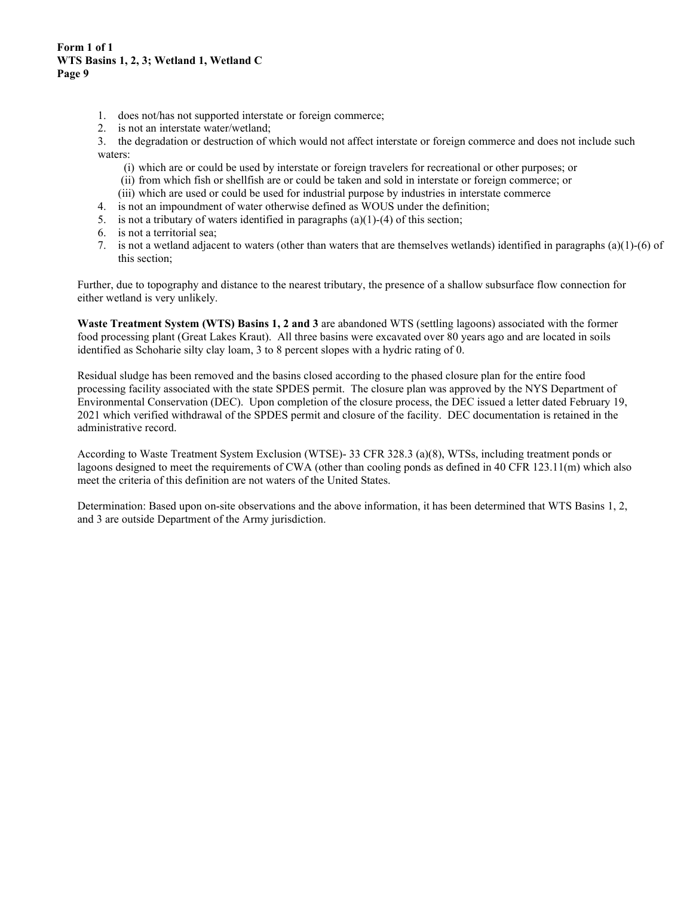1. does not/has not supported interstate or foreign commerce;
2. is not an interstate water/wetland;
3. the degradation or destruction of which would not affect interstate or foreign commerce and does not include such waters:
   - (i) which are or could be used by interstate or foreign travelers for recreational or other purposes; or
   - (ii) from which fish or shellfish are or could be taken and sold in interstate or foreign commerce; or
   - (iii) which are used or could be used for industrial purpose by industries in interstate commerce
4. is not an impoundment of water otherwise defined as WOUS under the definition;
5. is not a tributary of waters identified in paragraphs (a)(1)-(4) of this section;
6. is not a territorial sea;
7. is not a wetland adjacent to waters (other than waters that are themselves wetlands) identified in paragraphs (a)(1)-(6) of this section;

Further, due to topography and distance to the nearest tributary, the presence of a shallow subsurface flow connection for either wetland is very unlikely.

**Waste Treatment System (WTS) Basins 1, 2 and 3** are abandoned WTS (settling lagoons) associated with the former food processing plant (Great Lakes Kraut). All three basins were excavated over 80 years ago and are located in soils identified as Schoharie silty clay loam, 3 to 8 percent slopes with a hydric rating of 0.

Residual sludge has been removed and the basins closed according to the phased closure plan for the entire food processing facility associated with the state SPDES permit. The closure plan was approved by the NYS Department of Environmental Conservation (DEC). Upon completion of the closure process, the DEC issued a letter dated February 19, 2021 which verified withdrawal of the SPDES permit and closure of the facility. DEC documentation is retained in the administrative record.

According to Waste Treatment System Exclusion (WTSE)- 33 CFR 328.3 (a)(8), WTSs, including treatment ponds or lagoons designed to meet the requirements of CWA (other than cooling ponds as defined in 40 CFR 123.11(m) which also meet the criteria of this definition are not waters of the United States.

Determination: Based upon on-site observations and the above information, it has been determined that WTS Basins 1, 2, and 3 are outside Department of the Army jurisdiction.